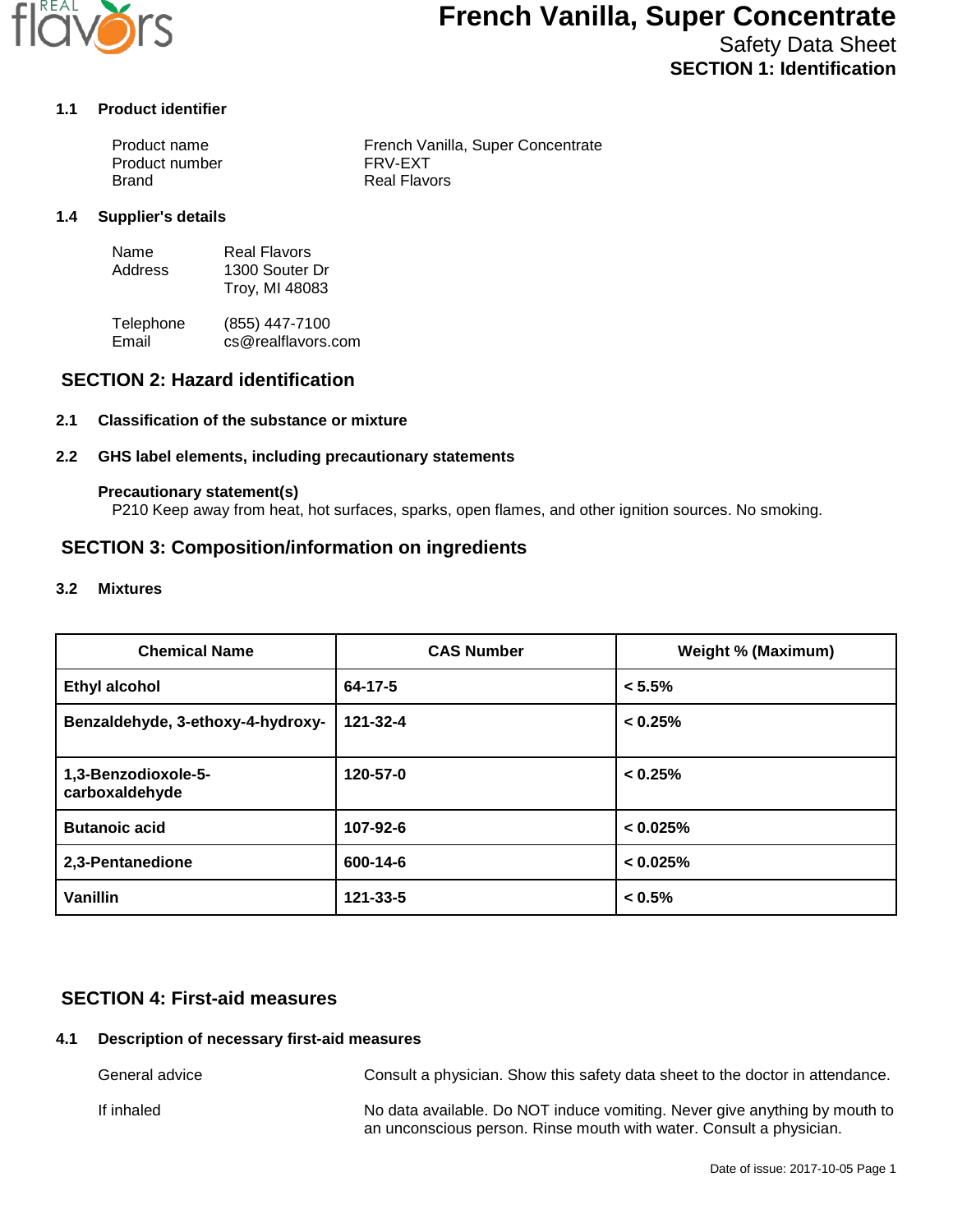# French Vanilla, Super Concentrate

Safety Data Sheet

## SECTION 1: Identification

### 1.1 Product identifier

| | |
|---|---|
| Product name | French Vanilla, Super Concentrate |
| Product number | FRV-EXT |
| Brand | Real Flavors |

### 1.4 Supplier's details

| | |
|---|---|
| Name | Real Flavors |
| Address | 1300 Souter Dr<br>Troy, MI 48083 |
| Telephone | (855) 447-7100 |
| Email | cs@realflavors.com |

## SECTION 2: Hazard identification

### 2.1 Classification of the substance or mixture

### 2.2 GHS label elements, including precautionary statements

**Precautionary statement(s)**

P210 Keep away from heat, hot surfaces, sparks, open flames, and other ignition sources. No smoking.

## SECTION 3: Composition/information on ingredients

### 3.2 Mixtures

| Chemical Name | CAS Number | Weight % (Maximum) |
|---|---|---|
| **Ethyl alcohol** | **64-17-5** | **< 5.5%** |
| **Benzaldehyde, 3-ethoxy-4-hydroxy-** | **121-32-4** | **< 0.25%** |
| **1,3-Benzodioxole-5-carboxaldehyde** | **120-57-0** | **< 0.25%** |
| **Butanoic acid** | **107-92-6** | **< 0.025%** |
| **2,3-Pentanedione** | **600-14-6** | **< 0.025%** |
| **Vanillin** | **121-33-5** | **< 0.5%** |

## SECTION 4: First-aid measures

### 4.1 Description of necessary first-aid measures

| | |
|---|---|
| General advice | Consult a physician. Show this safety data sheet to the doctor in attendance. |
| If inhaled | No data available. Do NOT induce vomiting. Never give anything by mouth to an unconscious person. Rinse mouth with water. Consult a physician. |

Date of issue: 2017-10-05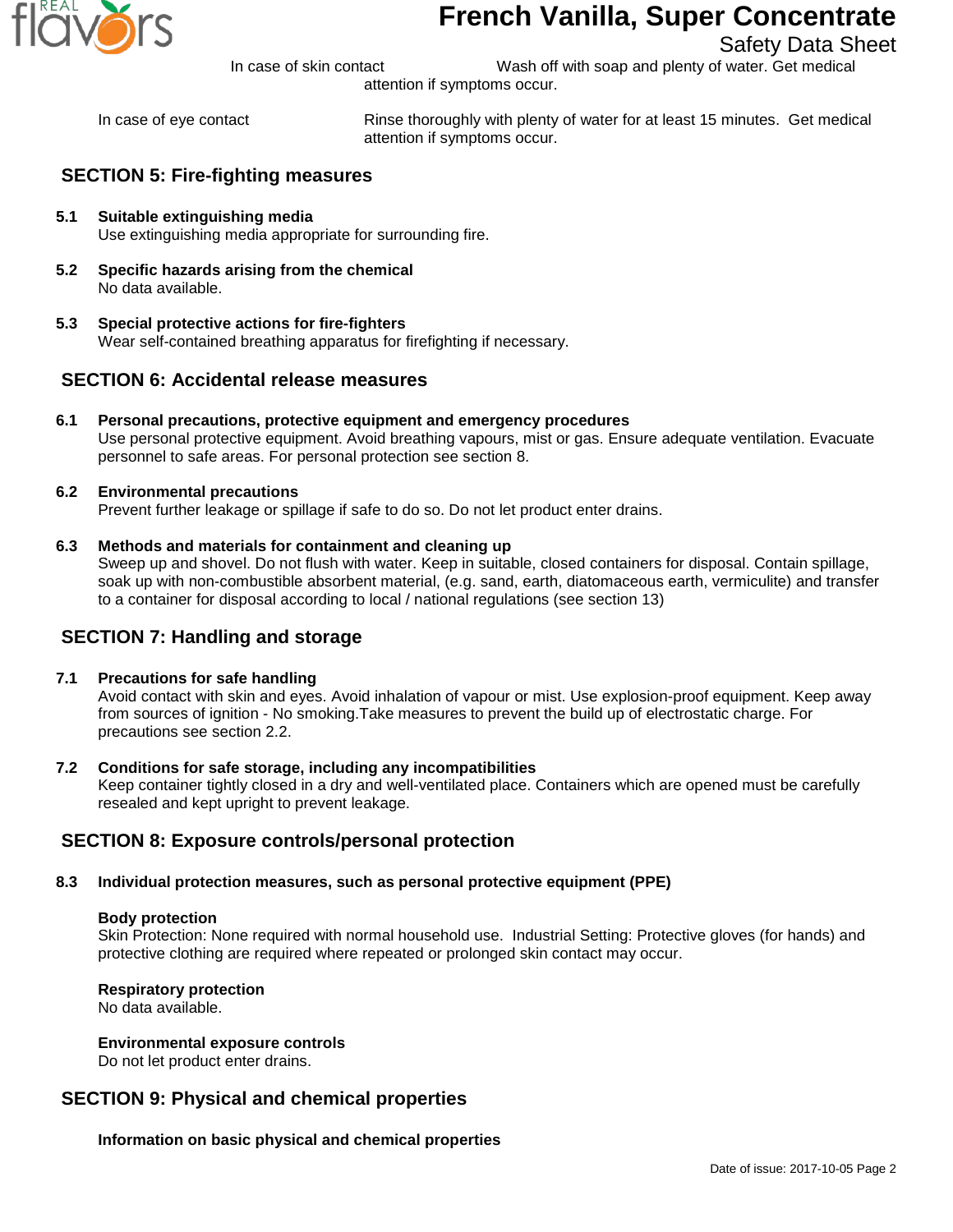| | |
|---|---|
| In case of skin contact | Wash off with soap and plenty of water. Get medical attention if symptoms occur. |
| In case of eye contact | Rinse thoroughly with plenty of water for at least 15 minutes. Get medical attention if symptoms occur. |

## SECTION 5: Fire-fighting measures

**5.1 Suitable extinguishing media**
Use extinguishing media appropriate for surrounding fire.

**5.2 Specific hazards arising from the chemical**
No data available.

**5.3 Special protective actions for fire-fighters**
Wear self-contained breathing apparatus for firefighting if necessary.

## SECTION 6: Accidental release measures

**6.1 Personal precautions, protective equipment and emergency procedures**
Use personal protective equipment. Avoid breathing vapours, mist or gas. Ensure adequate ventilation. Evacuate personnel to safe areas. For personal protection see section 8.

**6.2 Environmental precautions**
Prevent further leakage or spillage if safe to do so. Do not let product enter drains.

**6.3 Methods and materials for containment and cleaning up**
Sweep up and shovel. Do not flush with water. Keep in suitable, closed containers for disposal. Contain spillage, soak up with non-combustible absorbent material, (e.g. sand, earth, diatomaceous earth, vermiculite) and transfer to a container for disposal according to local / national regulations (see section 13)

## SECTION 7: Handling and storage

**7.1 Precautions for safe handling**
Avoid contact with skin and eyes. Avoid inhalation of vapour or mist. Use explosion-proof equipment. Keep away from sources of ignition - No smoking.Take measures to prevent the build up of electrostatic charge. For precautions see section 2.2.

**7.2 Conditions for safe storage, including any incompatibilities**
Keep container tightly closed in a dry and well-ventilated place. Containers which are opened must be carefully resealed and kept upright to prevent leakage.

## SECTION 8: Exposure controls/personal protection

**8.3 Individual protection measures, such as personal protective equipment (PPE)**

**Body protection**
Skin Protection: None required with normal household use. Industrial Setting: Protective gloves (for hands) and protective clothing are required where repeated or prolonged skin contact may occur.

**Respiratory protection**
No data available.

**Environmental exposure controls**
Do not let product enter drains.

## SECTION 9: Physical and chemical properties

**Information on basic physical and chemical properties**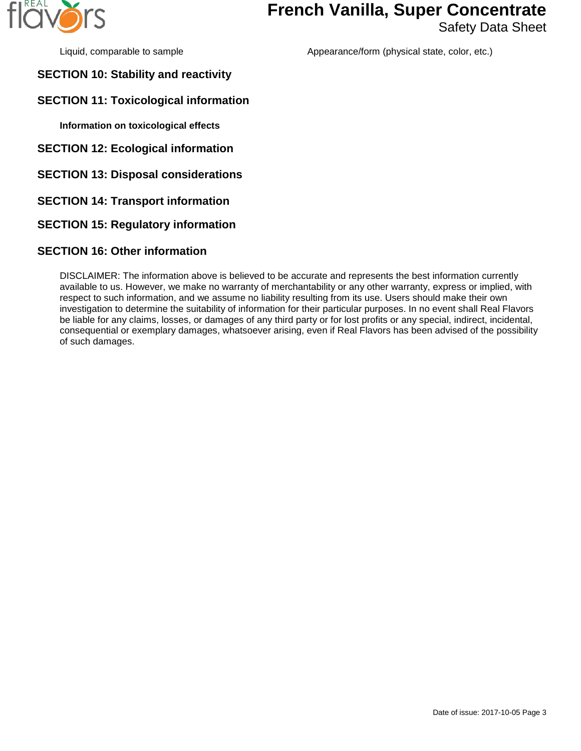| | |
|---|---|
| Liquid, comparable to sample | Appearance/form (physical state, color, etc.) |

## SECTION 10: Stability and reactivity

## SECTION 11: Toxicological information

**Information on toxicological effects**

## SECTION 12: Ecological information

## SECTION 13: Disposal considerations

## SECTION 14: Transport information

## SECTION 15: Regulatory information

## SECTION 16: Other information

DISCLAIMER: The information above is believed to be accurate and represents the best information currently available to us. However, we make no warranty of merchantability or any other warranty, express or implied, with respect to such information, and we assume no liability resulting from its use. Users should make their own investigation to determine the suitability of information for their particular purposes. In no event shall Real Flavors be liable for any claims, losses, or damages of any third party or for lost profits or any special, indirect, incidental, consequential or exemplary damages, whatsoever arising, even if Real Flavors has been advised of the possibility of such damages.